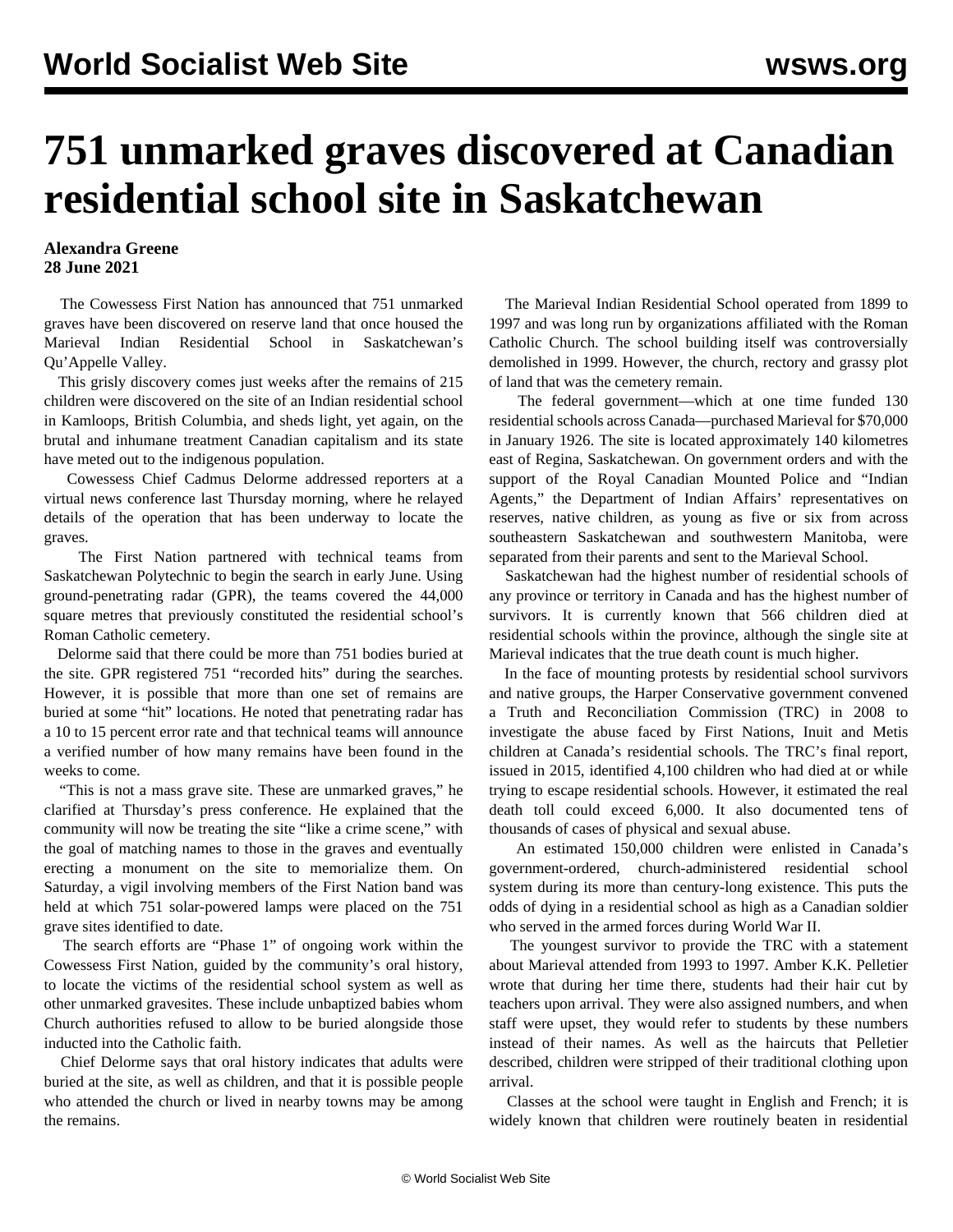# 751 unmarked graves discovered at Canadian residential school site in Saskatchewan

**Alexandra Greene**
**28 June 2021**

The Cowessess First Nation has announced that 751 unmarked graves have been discovered on reserve land that once housed the Marieval Indian Residential School in Saskatchewan's Qu'Appelle Valley.

This grisly discovery comes just weeks after the remains of 215 children were discovered on the site of an Indian residential school in Kamloops, British Columbia, and sheds light, yet again, on the brutal and inhumane treatment Canadian capitalism and its state have meted out to the indigenous population.

Cowessess Chief Cadmus Delorme addressed reporters at a virtual news conference last Thursday morning, where he relayed details of the operation that has been underway to locate the graves.

The First Nation partnered with technical teams from Saskatchewan Polytechnic to begin the search in early June. Using ground-penetrating radar (GPR), the teams covered the 44,000 square metres that previously constituted the residential school's Roman Catholic cemetery.

Delorme said that there could be more than 751 bodies buried at the site. GPR registered 751 "recorded hits" during the searches. However, it is possible that more than one set of remains are buried at some "hit" locations. He noted that penetrating radar has a 10 to 15 percent error rate and that technical teams will announce a verified number of how many remains have been found in the weeks to come.

"This is not a mass grave site. These are unmarked graves," he clarified at Thursday's press conference. He explained that the community will now be treating the site "like a crime scene," with the goal of matching names to those in the graves and eventually erecting a monument on the site to memorialize them. On Saturday, a vigil involving members of the First Nation band was held at which 751 solar-powered lamps were placed on the 751 grave sites identified to date.

The search efforts are "Phase 1" of ongoing work within the Cowessess First Nation, guided by the community's oral history, to locate the victims of the residential school system as well as other unmarked gravesites. These include unbaptized babies whom Church authorities refused to allow to be buried alongside those inducted into the Catholic faith.

Chief Delorme says that oral history indicates that adults were buried at the site, as well as children, and that it is possible people who attended the church or lived in nearby towns may be among the remains.

The Marieval Indian Residential School operated from 1899 to 1997 and was long run by organizations affiliated with the Roman Catholic Church. The school building itself was controversially demolished in 1999. However, the church, rectory and grassy plot of land that was the cemetery remain.

The federal government—which at one time funded 130 residential schools across Canada—purchased Marieval for $70,000 in January 1926. The site is located approximately 140 kilometres east of Regina, Saskatchewan. On government orders and with the support of the Royal Canadian Mounted Police and "Indian Agents," the Department of Indian Affairs' representatives on reserves, native children, as young as five or six from across southeastern Saskatchewan and southwestern Manitoba, were separated from their parents and sent to the Marieval School.

Saskatchewan had the highest number of residential schools of any province or territory in Canada and has the highest number of survivors. It is currently known that 566 children died at residential schools within the province, although the single site at Marieval indicates that the true death count is much higher.

In the face of mounting protests by residential school survivors and native groups, the Harper Conservative government convened a Truth and Reconciliation Commission (TRC) in 2008 to investigate the abuse faced by First Nations, Inuit and Metis children at Canada's residential schools. The TRC's final report, issued in 2015, identified 4,100 children who had died at or while trying to escape residential schools. However, it estimated the real death toll could exceed 6,000. It also documented tens of thousands of cases of physical and sexual abuse.

An estimated 150,000 children were enlisted in Canada's government-ordered, church-administered residential school system during its more than century-long existence. This puts the odds of dying in a residential school as high as a Canadian soldier who served in the armed forces during World War II.

The youngest survivor to provide the TRC with a statement about Marieval attended from 1993 to 1997. Amber K.K. Pelletier wrote that during her time there, students had their hair cut by teachers upon arrival. They were also assigned numbers, and when staff were upset, they would refer to students by these numbers instead of their names. As well as the haircuts that Pelletier described, children were stripped of their traditional clothing upon arrival.

Classes at the school were taught in English and French; it is widely known that children were routinely beaten in residential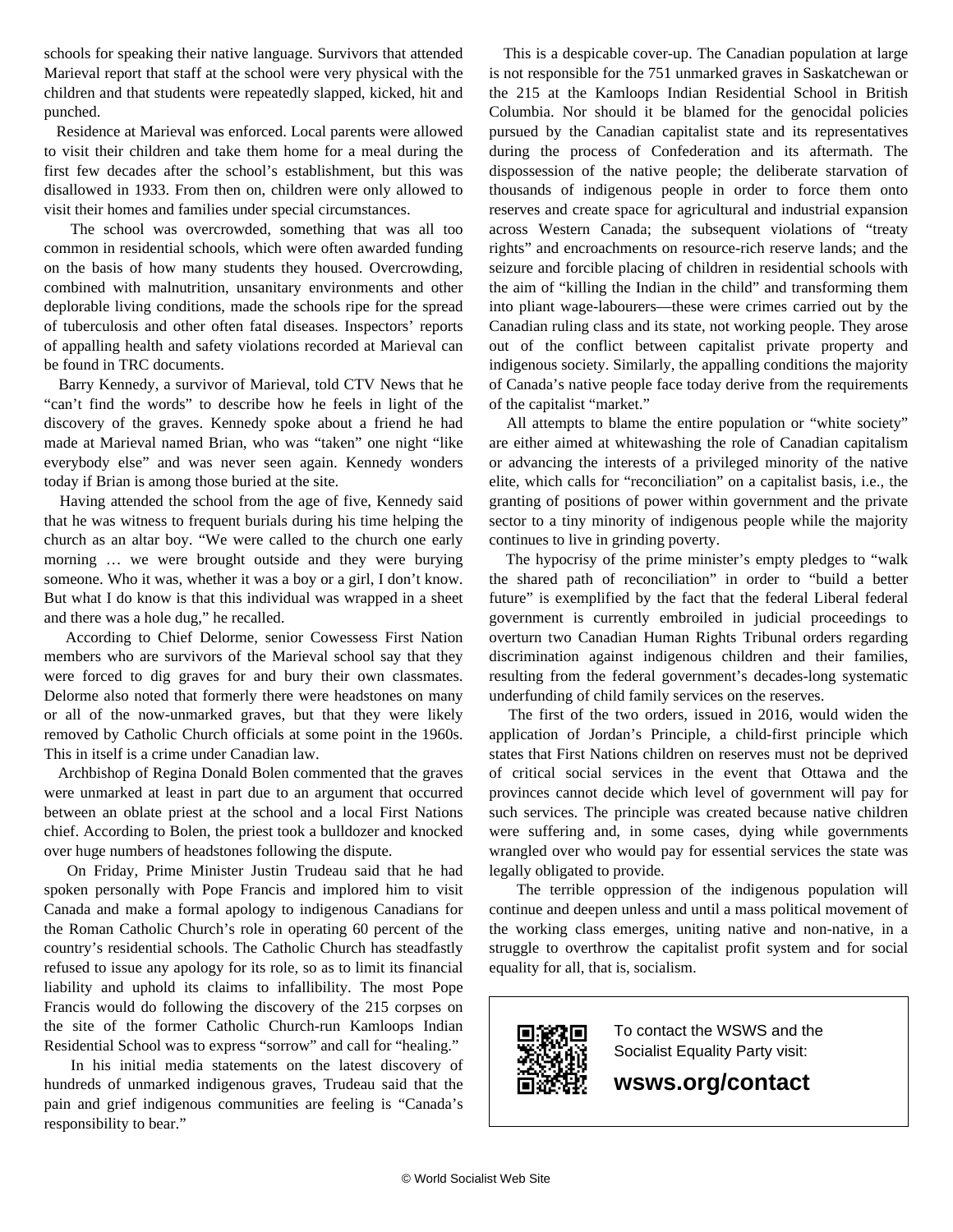schools for speaking their native language. Survivors that attended Marieval report that staff at the school were very physical with the children and that students were repeatedly slapped, kicked, hit and punched.

Residence at Marieval was enforced. Local parents were allowed to visit their children and take them home for a meal during the first few decades after the school's establishment, but this was disallowed in 1933. From then on, children were only allowed to visit their homes and families under special circumstances.

The school was overcrowded, something that was all too common in residential schools, which were often awarded funding on the basis of how many students they housed. Overcrowding, combined with malnutrition, unsanitary environments and other deplorable living conditions, made the schools ripe for the spread of tuberculosis and other often fatal diseases. Inspectors' reports of appalling health and safety violations recorded at Marieval can be found in TRC documents.

Barry Kennedy, a survivor of Marieval, told CTV News that he "can't find the words" to describe how he feels in light of the discovery of the graves. Kennedy spoke about a friend he had made at Marieval named Brian, who was "taken" one night "like everybody else" and was never seen again. Kennedy wonders today if Brian is among those buried at the site.

Having attended the school from the age of five, Kennedy said that he was witness to frequent burials during his time helping the church as an altar boy. "We were called to the church one early morning … we were brought outside and they were burying someone. Who it was, whether it was a boy or a girl, I don't know. But what I do know is that this individual was wrapped in a sheet and there was a hole dug," he recalled.

According to Chief Delorme, senior Cowessess First Nation members who are survivors of the Marieval school say that they were forced to dig graves for and bury their own classmates. Delorme also noted that formerly there were headstones on many or all of the now-unmarked graves, but that they were likely removed by Catholic Church officials at some point in the 1960s. This in itself is a crime under Canadian law.

Archbishop of Regina Donald Bolen commented that the graves were unmarked at least in part due to an argument that occurred between an oblate priest at the school and a local First Nations chief. According to Bolen, the priest took a bulldozer and knocked over huge numbers of headstones following the dispute.

On Friday, Prime Minister Justin Trudeau said that he had spoken personally with Pope Francis and implored him to visit Canada and make a formal apology to indigenous Canadians for the Roman Catholic Church's role in operating 60 percent of the country's residential schools. The Catholic Church has steadfastly refused to issue any apology for its role, so as to limit its financial liability and uphold its claims to infallibility. The most Pope Francis would do following the discovery of the 215 corpses on the site of the former Catholic Church-run Kamloops Indian Residential School was to express "sorrow" and call for "healing."

In his initial media statements on the latest discovery of hundreds of unmarked indigenous graves, Trudeau said that the pain and grief indigenous communities are feeling is "Canada's responsibility to bear."

This is a despicable cover-up. The Canadian population at large is not responsible for the 751 unmarked graves in Saskatchewan or the 215 at the Kamloops Indian Residential School in British Columbia. Nor should it be blamed for the genocidal policies pursued by the Canadian capitalist state and its representatives during the process of Confederation and its aftermath. The dispossession of the native people; the deliberate starvation of thousands of indigenous people in order to force them onto reserves and create space for agricultural and industrial expansion across Western Canada; the subsequent violations of "treaty rights" and encroachments on resource-rich reserve lands; and the seizure and forcible placing of children in residential schools with the aim of "killing the Indian in the child" and transforming them into pliant wage-labourers—these were crimes carried out by the Canadian ruling class and its state, not working people. They arose out of the conflict between capitalist private property and indigenous society. Similarly, the appalling conditions the majority of Canada's native people face today derive from the requirements of the capitalist "market."

All attempts to blame the entire population or "white society" are either aimed at whitewashing the role of Canadian capitalism or advancing the interests of a privileged minority of the native elite, which calls for "reconciliation" on a capitalist basis, i.e., the granting of positions of power within government and the private sector to a tiny minority of indigenous people while the majority continues to live in grinding poverty.

The hypocrisy of the prime minister's empty pledges to "walk the shared path of reconciliation" in order to "build a better future" is exemplified by the fact that the federal Liberal federal government is currently embroiled in judicial proceedings to overturn two Canadian Human Rights Tribunal orders regarding discrimination against indigenous children and their families, resulting from the federal government's decades-long systematic underfunding of child family services on the reserves.

The first of the two orders, issued in 2016, would widen the application of Jordan's Principle, a child-first principle which states that First Nations children on reserves must not be deprived of critical social services in the event that Ottawa and the provinces cannot decide which level of government will pay for such services. The principle was created because native children were suffering and, in some cases, dying while governments wrangled over who would pay for essential services the state was legally obligated to provide.

The terrible oppression of the indigenous population will continue and deepen unless and until a mass political movement of the working class emerges, uniting native and non-native, in a struggle to overthrow the capitalist profit system and for social equality for all, that is, socialism.

To contact the WSWS and the Socialist Equality Party visit:

**wsws.org/contact**